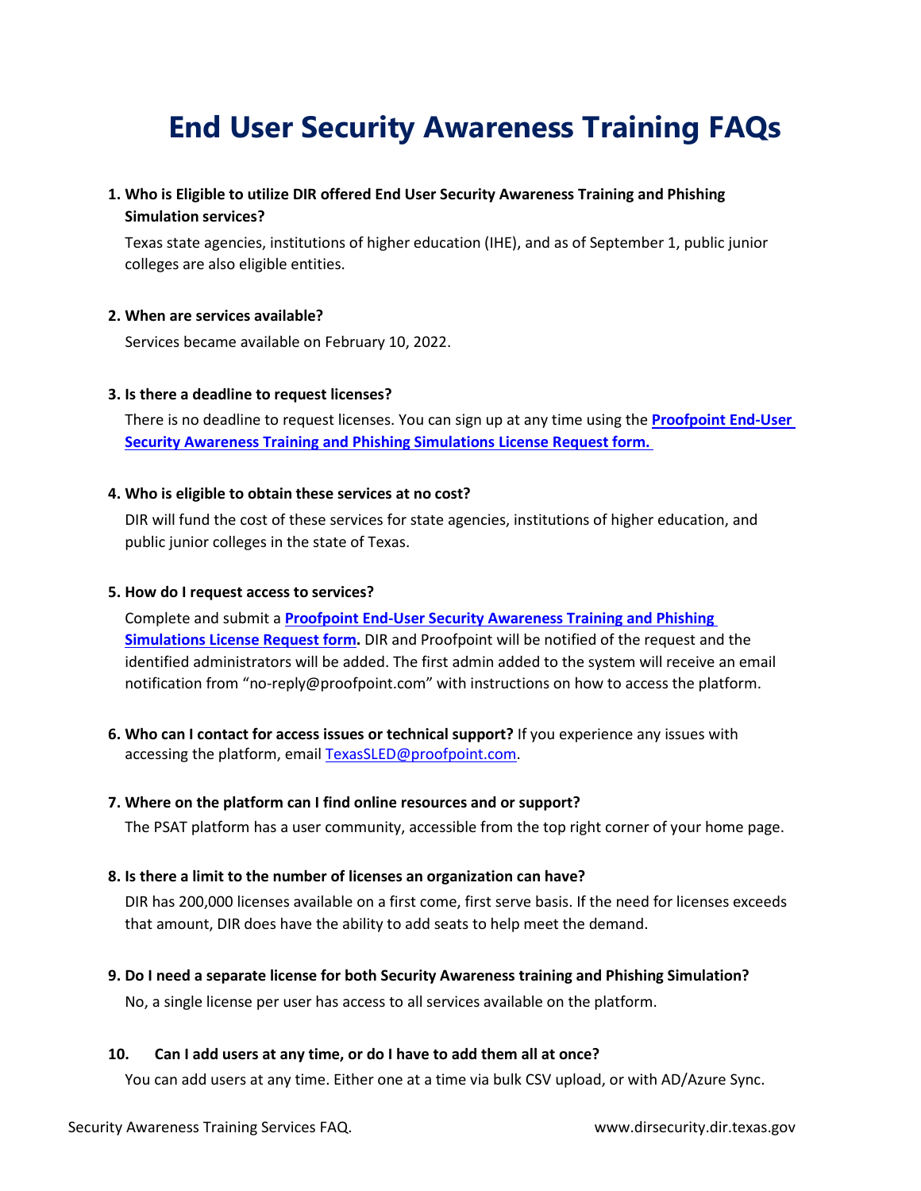# End User Security Awareness Training FAQs

1. **Who is Eligible to utilize DIR offered End User Security Awareness Training and Phishing Simulation services?**

   Texas state agencies, institutions of higher education (IHE), and as of September 1, public junior colleges are also eligible entities.

2. **When are services available?**

   Services became available on February 10, 2022.

3. **Is there a deadline to request licenses?**

   There is no deadline to request licenses. You can sign up at any time using the **Proofpoint End-User Security Awareness Training and Phishing Simulations License Request form.**

4. **Who is eligible to obtain these services at no cost?**

   DIR will fund the cost of these services for state agencies, institutions of higher education, and public junior colleges in the state of Texas.

5. **How do I request access to services?**

   Complete and submit a **Proofpoint End-User Security Awareness Training and Phishing Simulations License Request form.** DIR and Proofpoint will be notified of the request and the identified administrators will be added. The first admin added to the system will receive an email notification from "no-reply@proofpoint.com" with instructions on how to access the platform.

6. **Who can I contact for access issues or technical support?** If you experience any issues with accessing the platform, email TexasSLED@proofpoint.com.

7. **Where on the platform can I find online resources and or support?**

   The PSAT platform has a user community, accessible from the top right corner of your home page.

8. **Is there a limit to the number of licenses an organization can have?**

   DIR has 200,000 licenses available on a first come, first serve basis. If the need for licenses exceeds that amount, DIR does have the ability to add seats to help meet the demand.

9. **Do I need a separate license for both Security Awareness training and Phishing Simulation?**

   No, a single license per user has access to all services available on the platform.

10. **Can I add users at any time, or do I have to add them all at once?**

    You can add users at any time. Either one at a time via bulk CSV upload, or with AD/Azure Sync.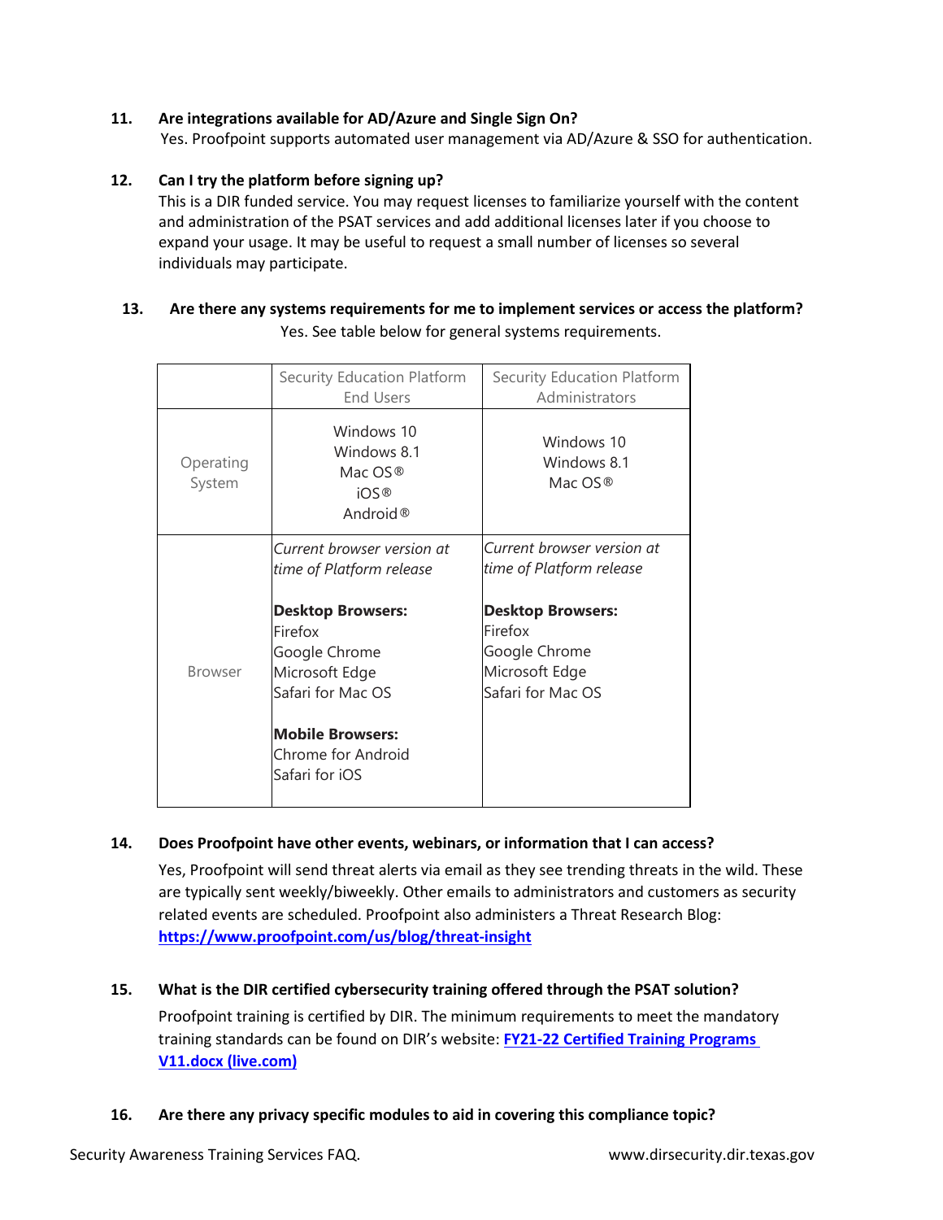11. **Are integrations available for AD/Azure and Single Sign On?**
    Yes. Proofpoint supports automated user management via AD/Azure & SSO for authentication.

12. **Can I try the platform before signing up?**
    This is a DIR funded service. You may request licenses to familiarize yourself with the content and administration of the PSAT services and add additional licenses later if you choose to expand your usage. It may be useful to request a small number of licenses so several individuals may participate.

13. **Are there any systems requirements for me to implement services or access the platform?**
    Yes. See table below for general systems requirements.

| | Security Education Platform End Users | Security Education Platform Administrators |
|---|---|---|
| Operating System | Windows 10<br>Windows 8.1<br>Mac OS®<br>iOS®<br>Android® | Windows 10<br>Windows 8.1<br>Mac OS® |
| Browser | *Current browser version at time of Platform release*<br><br>**Desktop Browsers:**<br>Firefox<br>Google Chrome<br>Microsoft Edge<br>Safari for Mac OS<br><br>**Mobile Browsers:**<br>Chrome for Android<br>Safari for iOS | *Current browser version at time of Platform release*<br><br>**Desktop Browsers:**<br>Firefox<br>Google Chrome<br>Microsoft Edge<br>Safari for Mac OS |

14. **Does Proofpoint have other events, webinars, or information that I can access?**
    Yes, Proofpoint will send threat alerts via email as they see trending threats in the wild. These are typically sent weekly/biweekly. Other emails to administrators and customers as security related events are scheduled. Proofpoint also administers a Threat Research Blog: **https://www.proofpoint.com/us/blog/threat-insight**

15. **What is the DIR certified cybersecurity training offered through the PSAT solution?**
    Proofpoint training is certified by DIR. The minimum requirements to meet the mandatory training standards can be found on DIR's website: **FY21-22 Certified Training Programs V11.docx (live.com)**

16. **Are there any privacy specific modules to aid in covering this compliance topic?**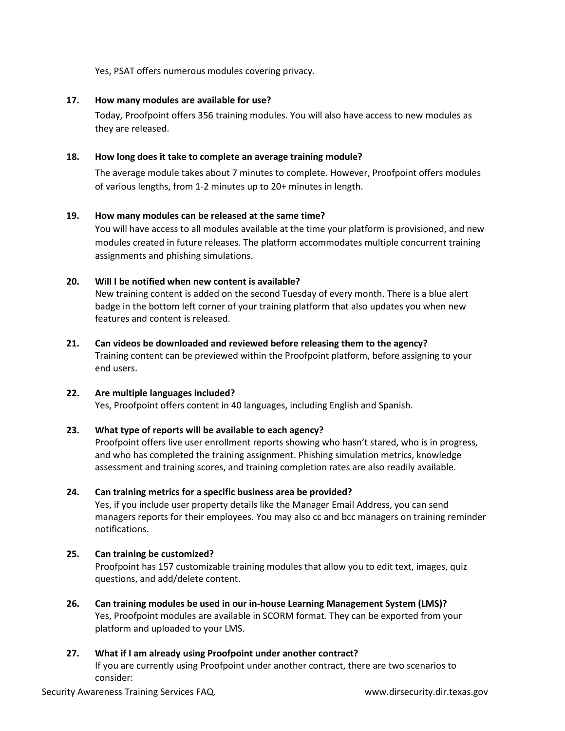Yes, PSAT offers numerous modules covering privacy.

**17. How many modules are available for use?**

Today, Proofpoint offers 356 training modules. You will also have access to new modules as they are released.

**18. How long does it take to complete an average training module?**

The average module takes about 7 minutes to complete. However, Proofpoint offers modules of various lengths, from 1-2 minutes up to 20+ minutes in length.

**19. How many modules can be released at the same time?**

You will have access to all modules available at the time your platform is provisioned, and new modules created in future releases. The platform accommodates multiple concurrent training assignments and phishing simulations.

**20. Will I be notified when new content is available?**

New training content is added on the second Tuesday of every month. There is a blue alert badge in the bottom left corner of your training platform that also updates you when new features and content is released.

**21. Can videos be downloaded and reviewed before releasing them to the agency?**

Training content can be previewed within the Proofpoint platform, before assigning to your end users.

**22. Are multiple languages included?**

Yes, Proofpoint offers content in 40 languages, including English and Spanish.

**23. What type of reports will be available to each agency?**

Proofpoint offers live user enrollment reports showing who hasn't stared, who is in progress, and who has completed the training assignment. Phishing simulation metrics, knowledge assessment and training scores, and training completion rates are also readily available.

**24. Can training metrics for a specific business area be provided?**

Yes, if you include user property details like the Manager Email Address, you can send managers reports for their employees. You may also cc and bcc managers on training reminder notifications.

**25. Can training be customized?**

Proofpoint has 157 customizable training modules that allow you to edit text, images, quiz questions, and add/delete content.

**26. Can training modules be used in our in-house Learning Management System (LMS)?**

Yes, Proofpoint modules are available in SCORM format. They can be exported from your platform and uploaded to your LMS.

**27. What if I am already using Proofpoint under another contract?**

If you are currently using Proofpoint under another contract, there are two scenarios to consider: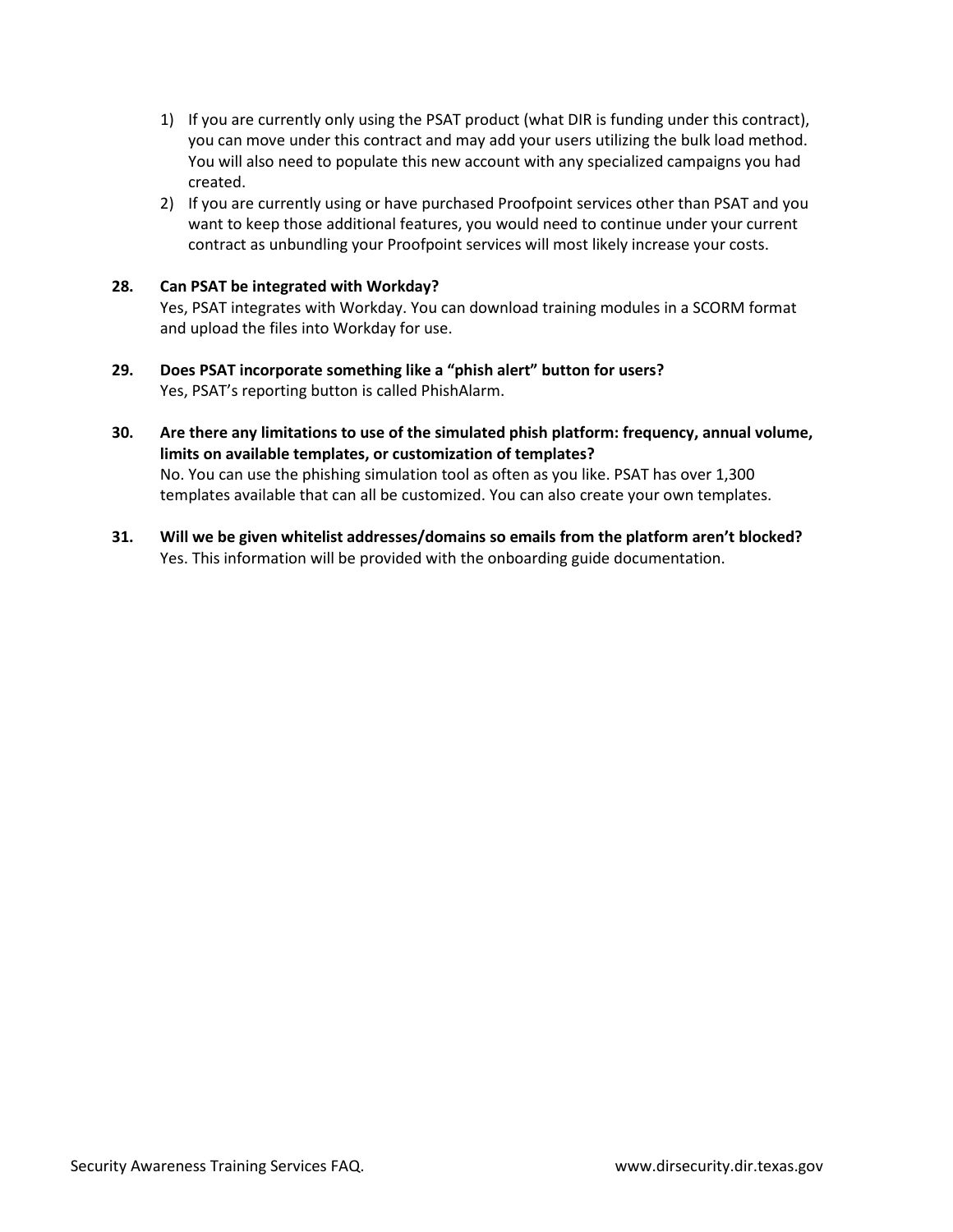1) If you are currently only using the PSAT product (what DIR is funding under this contract), you can move under this contract and may add your users utilizing the bulk load method. You will also need to populate this new account with any specialized campaigns you had created.
2) If you are currently using or have purchased Proofpoint services other than PSAT and you want to keep those additional features, you would need to continue under your current contract as unbundling your Proofpoint services will most likely increase your costs.

**28. Can PSAT be integrated with Workday?**
Yes, PSAT integrates with Workday. You can download training modules in a SCORM format and upload the files into Workday for use.

**29. Does PSAT incorporate something like a "phish alert" button for users?**
Yes, PSAT's reporting button is called PhishAlarm.

**30. Are there any limitations to use of the simulated phish platform: frequency, annual volume, limits on available templates, or customization of templates?**
No. You can use the phishing simulation tool as often as you like. PSAT has over 1,300 templates available that can all be customized. You can also create your own templates.

**31. Will we be given whitelist addresses/domains so emails from the platform aren't blocked?**
Yes. This information will be provided with the onboarding guide documentation.